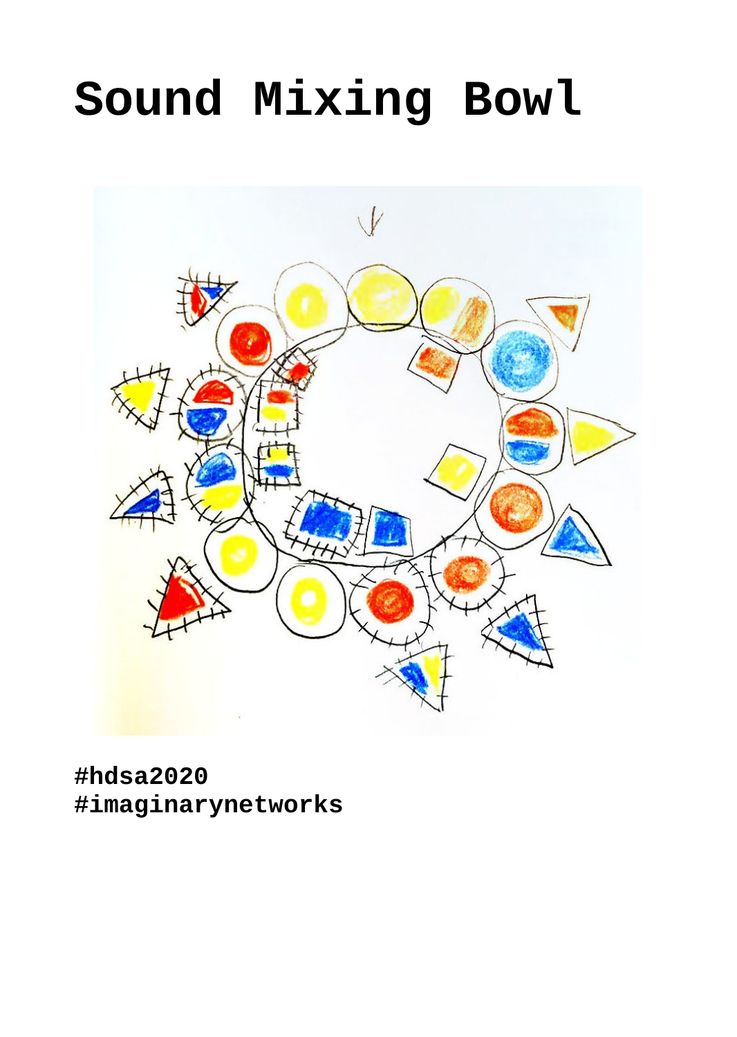# Sound Mixing Bowl

**#hdsa2020**
**#imaginarynetworks**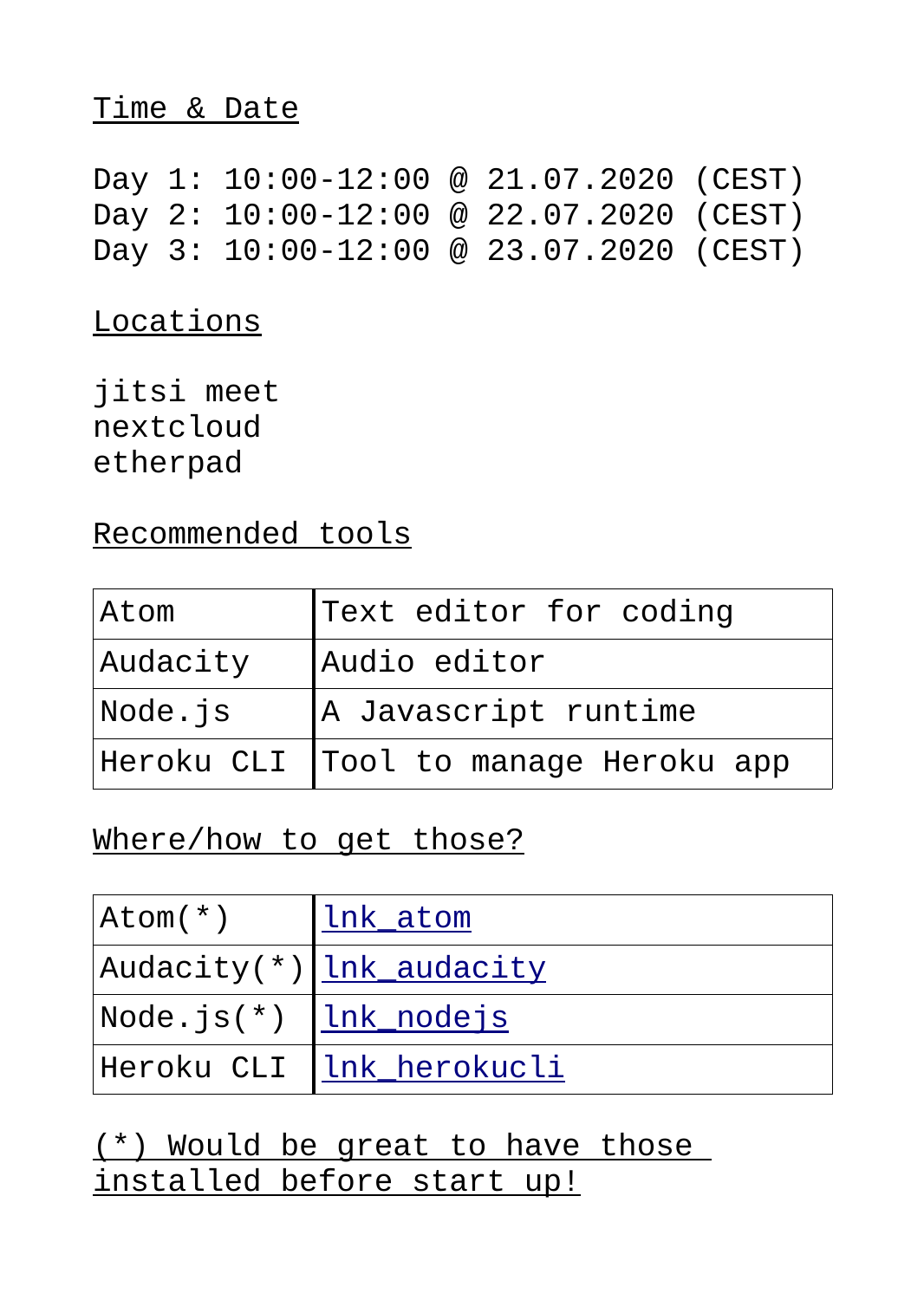Time & Date

Day 1: 10:00-12:00 @ 21.07.2020 (CEST)
Day 2: 10:00-12:00 @ 22.07.2020 (CEST)
Day 3: 10:00-12:00 @ 23.07.2020 (CEST)

Locations

jitsi meet
nextcloud
etherpad

Recommended tools

| Atom | Text editor for coding |
|---|---|
| Audacity | Audio editor |
| Node.js | A Javascript runtime |
| Heroku CLI | Tool to manage Heroku app |

Where/how to get those?

| Atom(*) | lnk_atom |
|---|---|
| Audacity(*) | lnk_audacity |
| Node.js(*) | lnk_nodejs |
| Heroku CLI | lnk_herokucli |

(*) Would be great to have those installed before start up!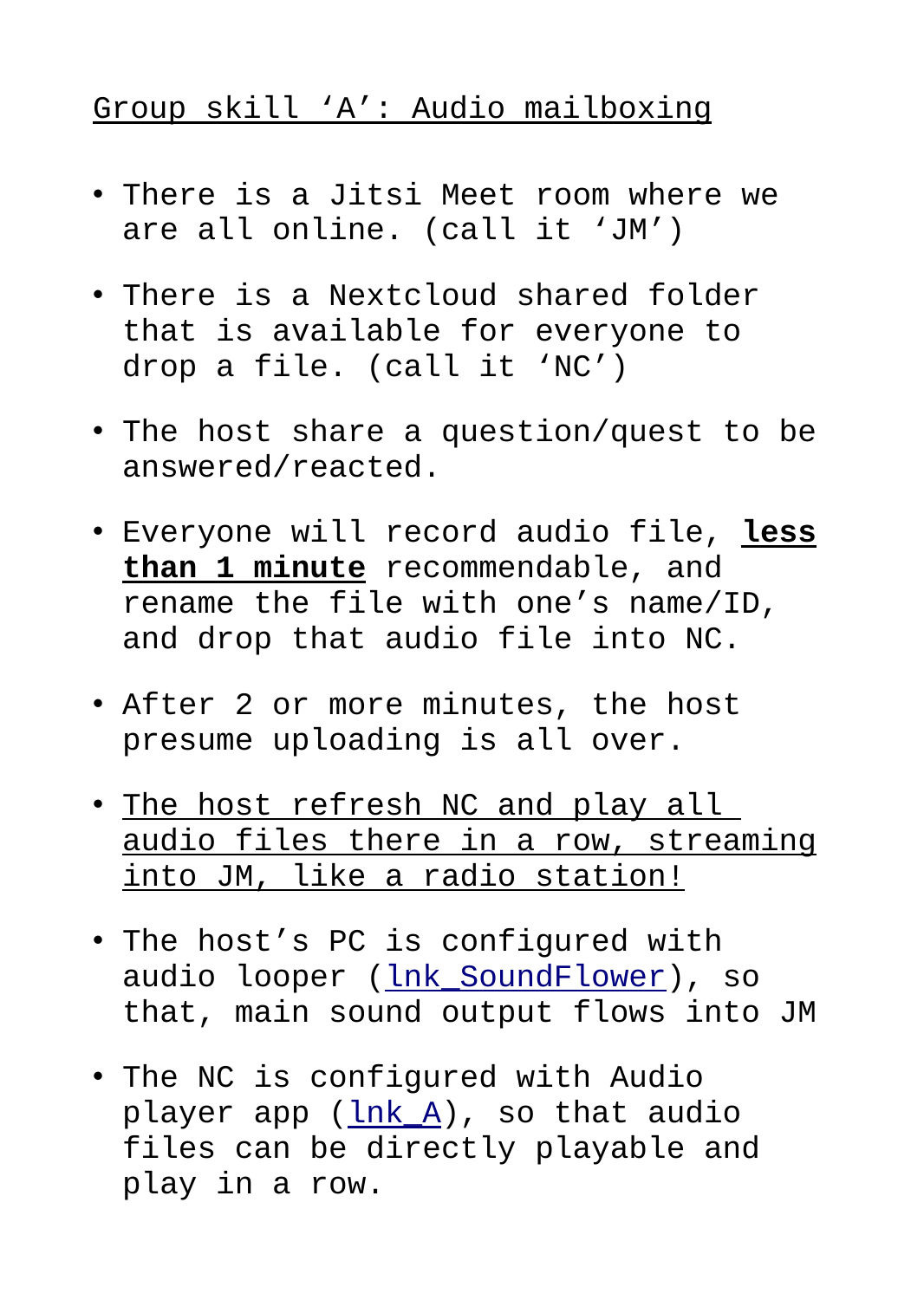<u>Group skill 'A': Audio mailboxing</u>

- There is a Jitsi Meet room where we are all online. (call it 'JM')
- There is a Nextcloud shared folder that is available for everyone to drop a file. (call it 'NC')
- The host share a question/quest to be answered/reacted.
- Everyone will record audio file, <u>**less than 1 minute**</u> recommendable, and rename the file with one's name/ID, and drop that audio file into NC.
- After 2 or more minutes, the host presume uploading is all over.
- <u>The host refresh NC and play all audio files there in a row, streaming into JM, like a radio station!</u>
- The host's PC is configured with audio looper (lnk_SoundFlower), so that, main sound output flows into JM
- The NC is configured with Audio player app (lnk_A), so that audio files can be directly playable and play in a row.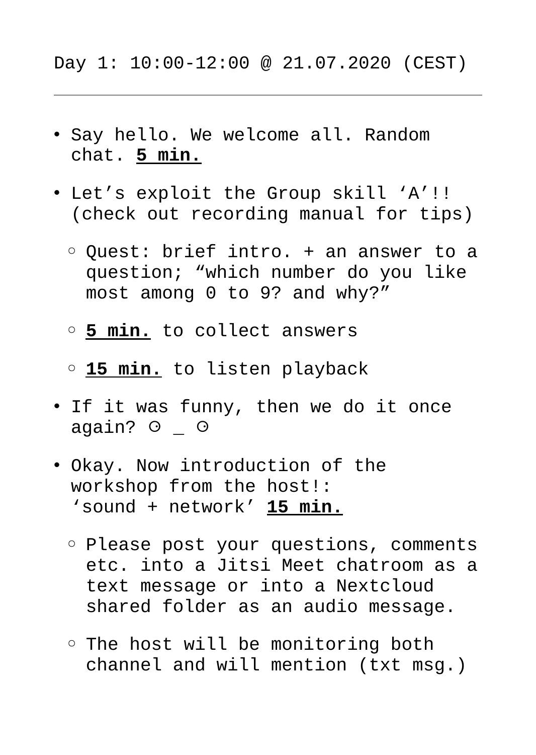Day 1: 10:00-12:00 @ 21.07.2020 (CEST)

---

- Say hello. We welcome all. Random chat. **5 min.**
- Let’s exploit the Group skill ‘A’!! (check out recording manual for tips)
  - Quest: brief intro. + an answer to a question; “which number do you like most among 0 to 9? and why?”
  - **5 min.** to collect answers
  - **15 min.** to listen playback
- If it was funny, then we do it once again? ⊙ _ ⊙
- Okay. Now introduction of the workshop from the host!: ‘sound + network’ **15 min.**
  - Please post your questions, comments etc. into a Jitsi Meet chatroom as a text message or into a Nextcloud shared folder as an audio message.
  - The host will be monitoring both channel and will mention (txt msg.)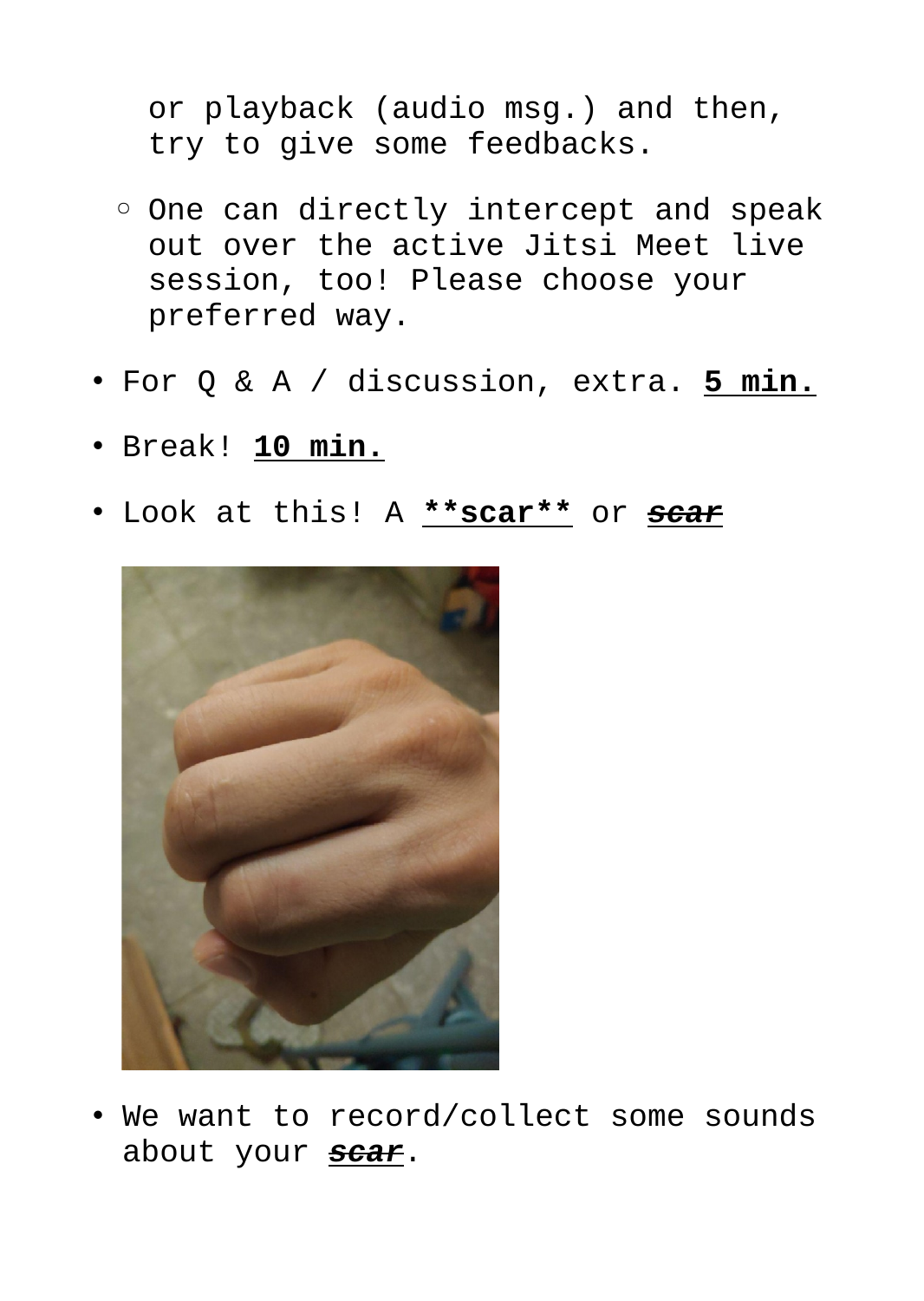or playback (audio msg.) and then, try to give some feedbacks.

  - One can directly intercept and speak out over the active Jitsi Meet live session, too! Please choose your preferred way.

- For Q & A / discussion, extra. **5 min.**
- Break! **10 min.**
- Look at this! A **scar** or ~~***scar***~~
- We want to record/collect some sounds about your ~~***scar***~~.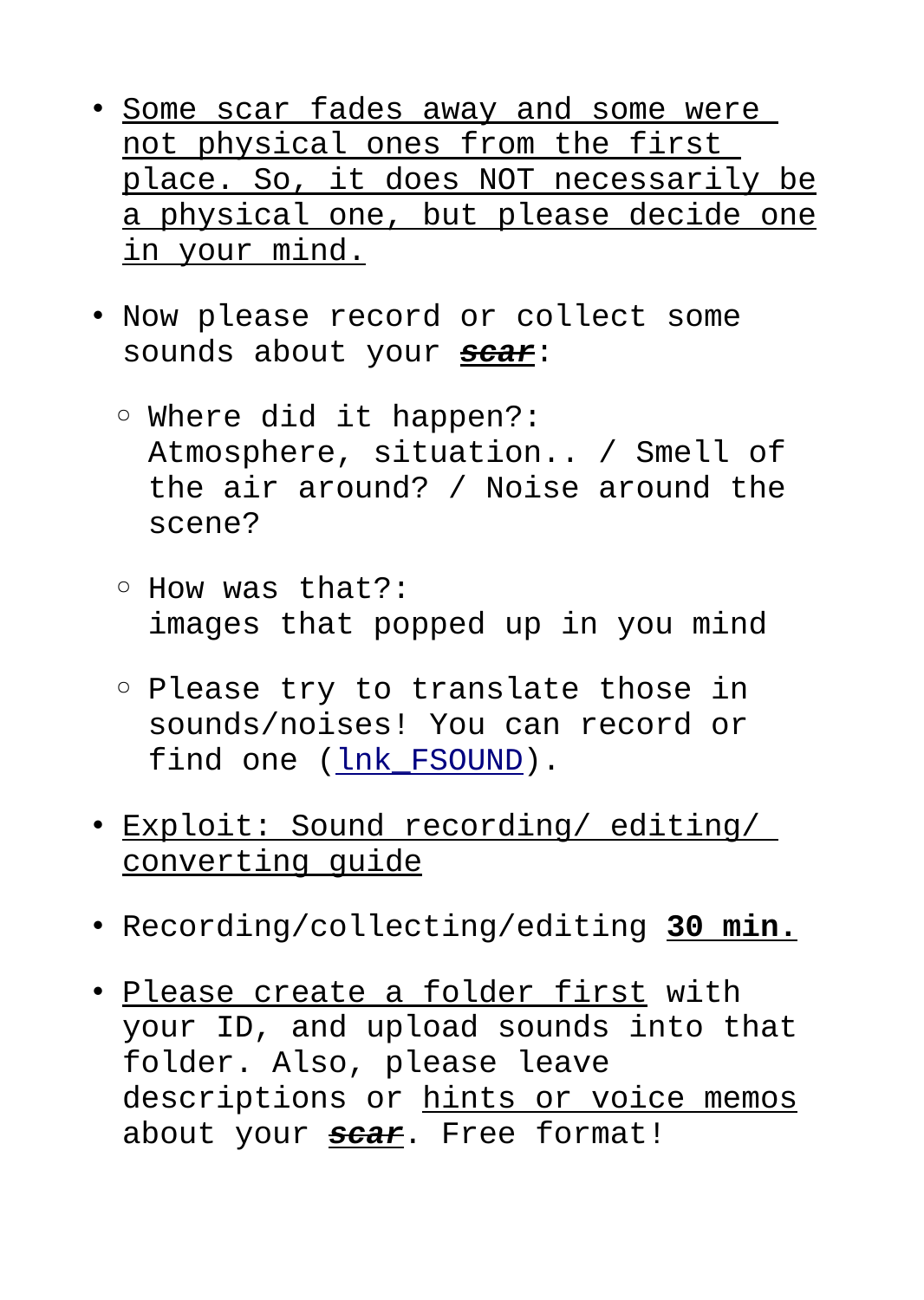- Some scar fades away and some were not physical ones from the first place. So, it does NOT necessarily be a physical one, but please decide one in your mind.

- Now please record or collect some sounds about your ***~~scar~~***:

  - Where did it happen?: Atmosphere, situation.. / Smell of the air around? / Noise around the scene?

  - How was that?: images that popped up in you mind

  - Please try to translate those in sounds/noises! You can record or find one (lnk_FSOUND).

- Exploit: Sound recording/ editing/ converting guide

- Recording/collecting/editing **30 min.**

- Please create a folder first with your ID, and upload sounds into that folder. Also, please leave descriptions or hints or voice memos about your ***~~scar~~***. Free format!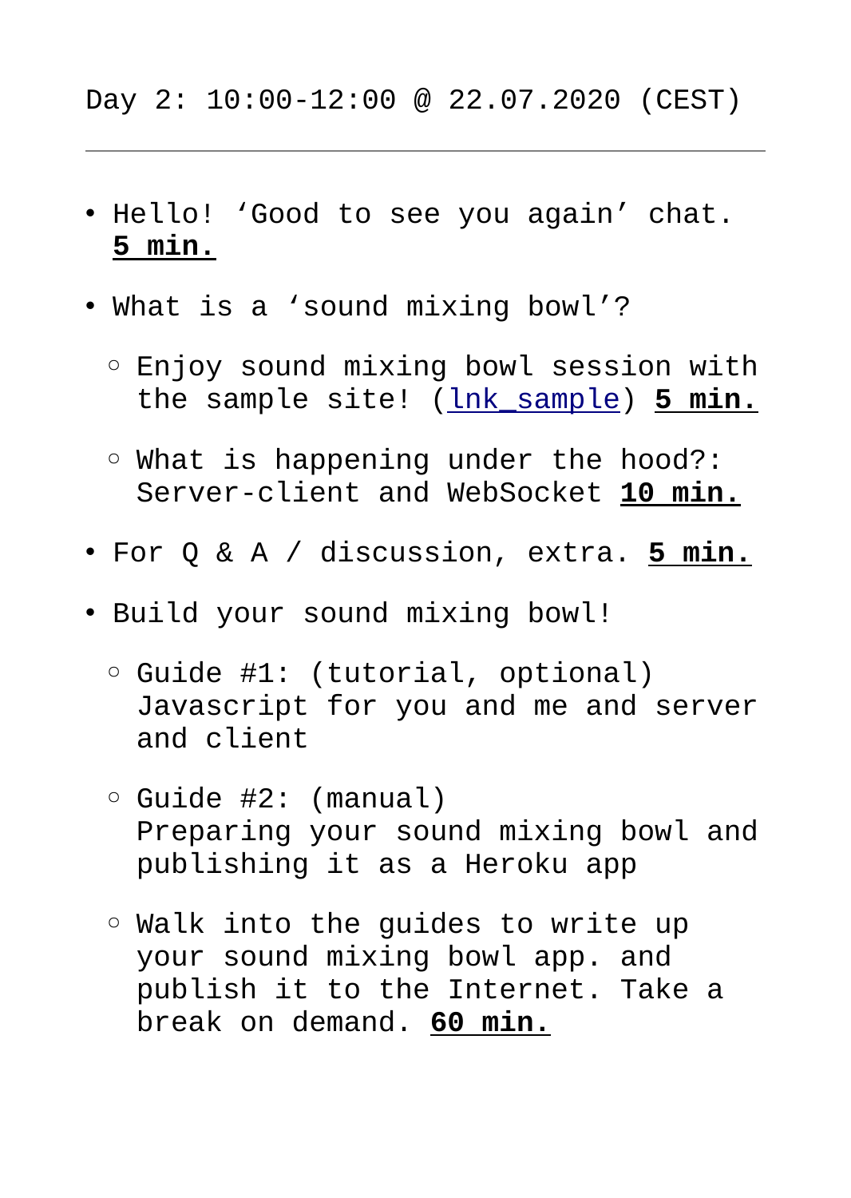Day 2: 10:00-12:00 @ 22.07.2020 (CEST)

---

- Hello! ‘Good to see you again’ chat. **5 min.**

- What is a ‘sound mixing bowl’?

  - Enjoy sound mixing bowl session with the sample site! (lnk_sample) **5 min.**

  - What is happening under the hood?: Server-client and WebSocket **10 min.**

- For Q & A / discussion, extra. **5 min.**

- Build your sound mixing bowl!

  - Guide #1: (tutorial, optional) Javascript for you and me and server and client

  - Guide #2: (manual) Preparing your sound mixing bowl and publishing it as a Heroku app

  - Walk into the guides to write up your sound mixing bowl app. and publish it to the Internet. Take a break on demand. **60 min.**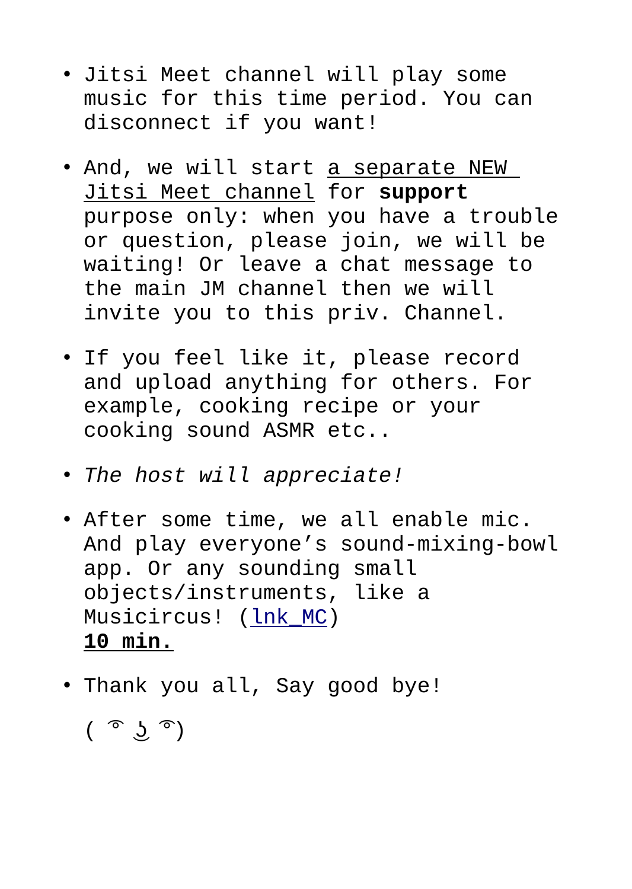- Jitsi Meet channel will play some music for this time period. You can disconnect if you want!

- And, we will start <u>a separate NEW Jitsi Meet channel</u> for **support** purpose only: when you have a trouble or question, please join, we will be waiting! Or leave a chat message to the main JM channel then we will invite you to this priv. Channel.

- If you feel like it, please record and upload anything for others. For example, cooking recipe or your cooking sound ASMR etc..

- *The host will appreciate!*

- After some time, we all enable mic. And play everyone's sound-mixing-bowl app. Or any sounding small objects/instruments, like a Musicircus! ([lnk_MC]())
  **<u>10 min.</u>**

- Thank you all, Say good bye!

  ( ͡° ͜ʖ ͡°)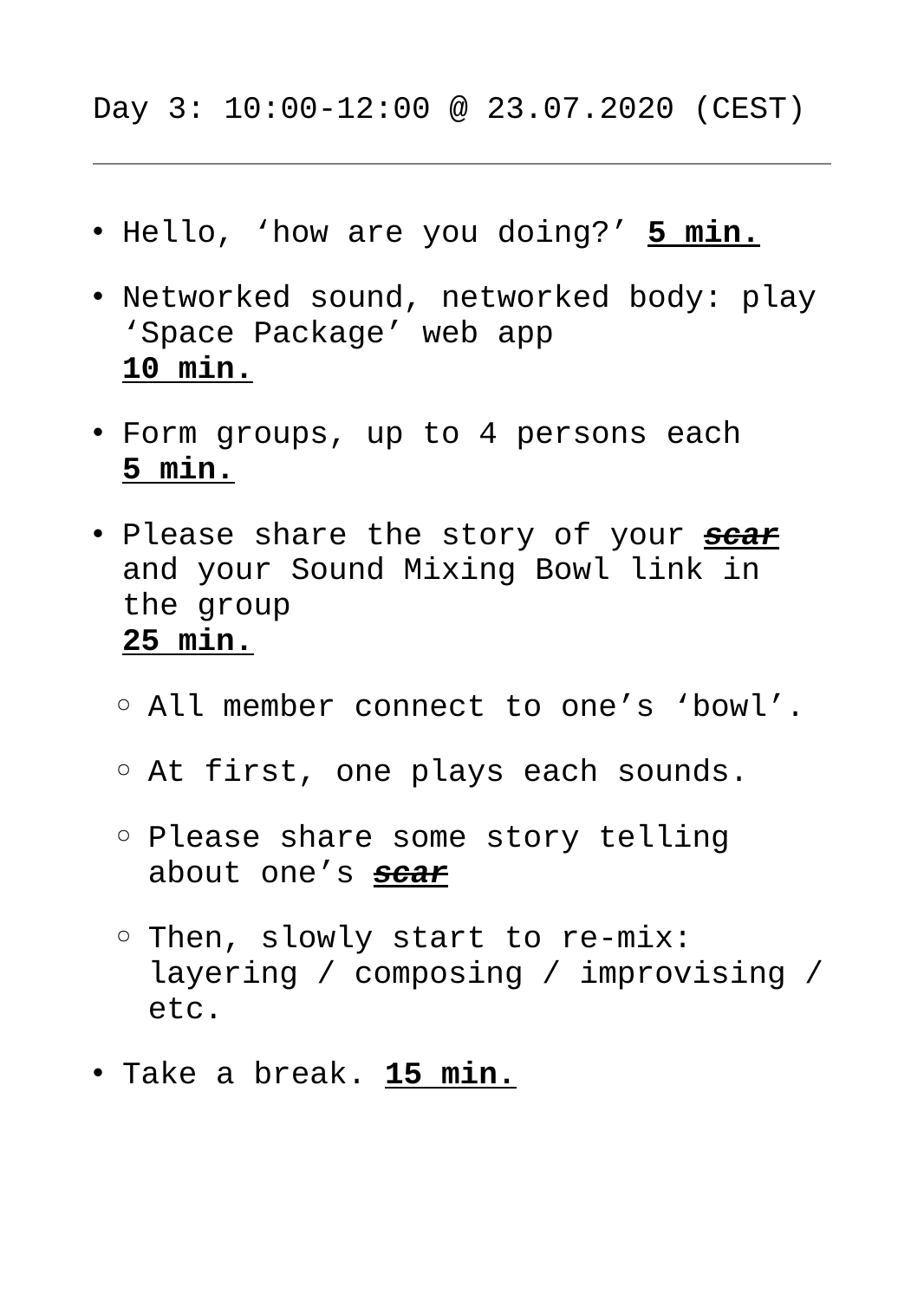Day 3: 10:00-12:00 @ 23.07.2020 (CEST)

---

- Hello, ‘how are you doing?’ **5 min.**
- Networked sound, networked body: play ‘Space Package’ web app
  **10 min.**
- Form groups, up to 4 persons each
  **5 min.**
- Please share the story of your ***~~scar~~*** and your Sound Mixing Bowl link in the group
  **25 min.**
  - All member connect to one’s ‘bowl’.
  - At first, one plays each sounds.
  - Please share some story telling about one’s ***~~scar~~***
  - Then, slowly start to re-mix: layering / composing / improvising / etc.
- Take a break. **15 min.**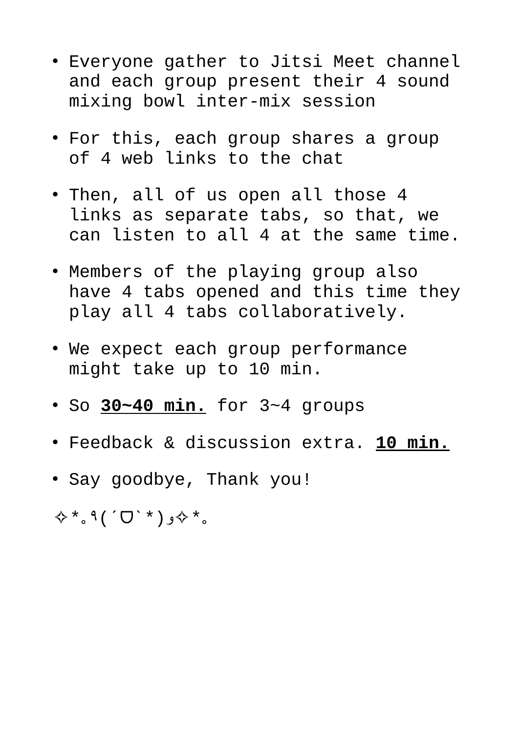- Everyone gather to Jitsi Meet channel and each group present their 4 sound mixing bowl inter-mix session
- For this, each group shares a group of 4 web links to the chat
- Then, all of us open all those 4 links as separate tabs, so that, we can listen to all 4 at the same time.
- Members of the playing group also have 4 tabs opened and this time they play all 4 tabs collaboratively.
- We expect each group performance might take up to 10 min.
- So <u>**30~40 min.**</u> for 3~4 groups
- Feedback & discussion extra. <u>**10 min.**</u>
- Say goodbye, Thank you!

✧*｡٩(ˊᗜˋ*)و✧*｡